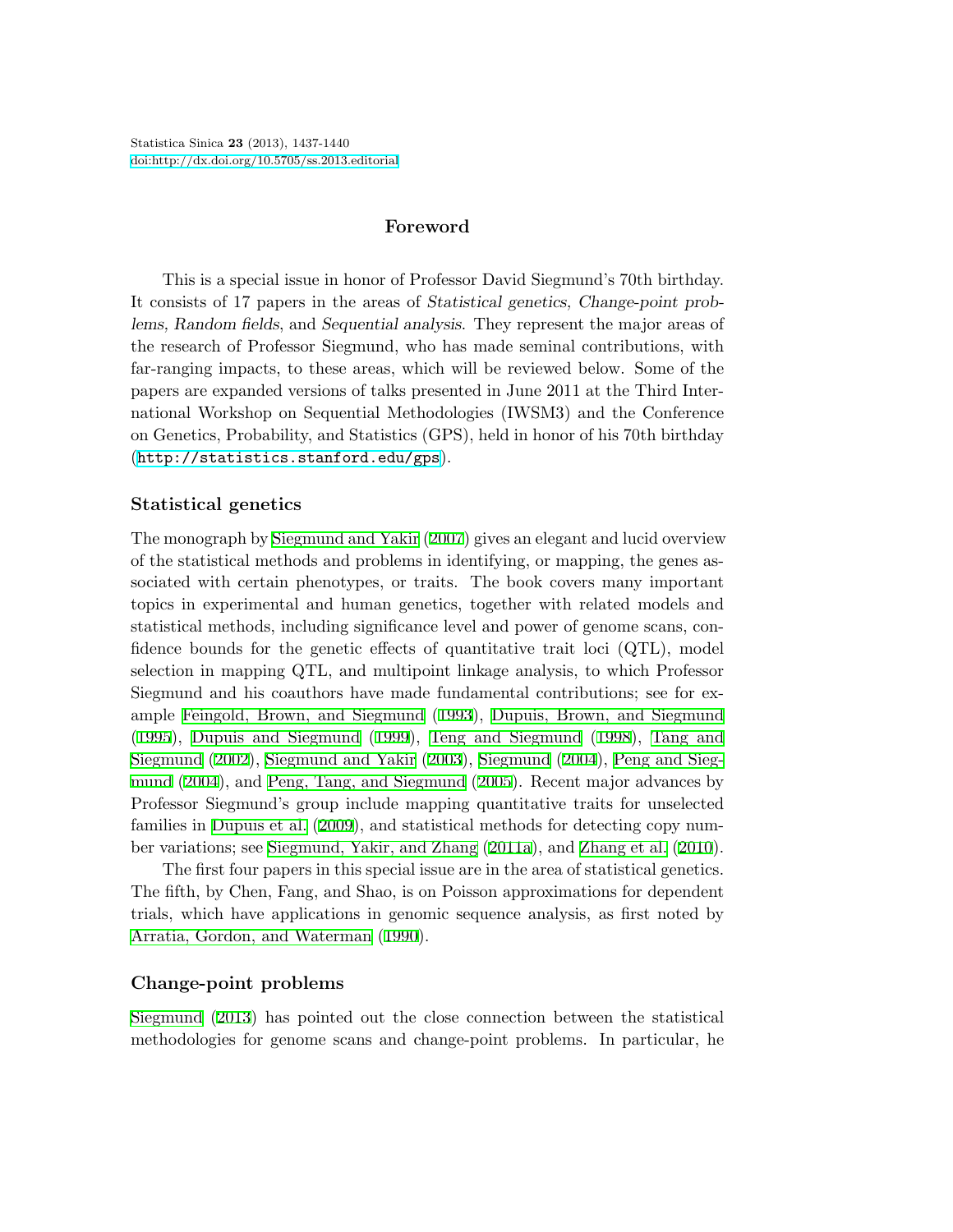# Foreword

This is a special issue in honor of Professor David Siegmund's 70th birthday. It consists of 17 papers in the areas of *Statistical genetics*, *Change-point problems*, *Random fields*, and *Sequential analysis*. They represent the major areas of the research of Professor Siegmund, who has made seminal contributions, with far-ranging impacts, to these areas, which will be reviewed below. Some of the papers are expanded versions of talks presented in June 2011 at the Third International Workshop on Sequential Methodologies (IWSM3) and the Conference on Genetics, Probability, and Statistics (GPS), held in honor of his 70th birthday (http://statistics.stanford.edu/gps).

## Statistical genetics

The monograph by Siegmund and Yakir (2007) gives an elegant and lucid overview of the statistical methods and problems in identifying, or mapping, the genes associated with certain phenotypes, or traits. The book covers many important topics in experimental and human genetics, together with related models and statistical methods, including significance level and power of genome scans, confidence bounds for the genetic effects of quantitative trait loci (QTL), model selection in mapping QTL, and multipoint linkage analysis, to which Professor Siegmund and his coauthors have made fundamental contributions; see for example Feingold, Brown, and Siegmund (1993), Dupuis, Brown, and Siegmund (1995), Dupuis and Siegmund (1999), Teng and Siegmund (1998), Tang and Siegmund (2002), Siegmund and Yakir (2003), Siegmund (2004), Peng and Siegmund (2004), and Peng, Tang, and Siegmund (2005). Recent major advances by Professor Siegmund's group include mapping quantitative traits for unselected families in Dupuis et al. (2009), and statistical methods for detecting copy number variations; see Siegmund, Yakir, and Zhang (2011a), and Zhang et al. (2010).

The first four papers in this special issue are in the area of statistical genetics. The fifth, by Chen, Fang, and Shao, is on Poisson approximations for dependent trials, which have applications in genomic sequence analysis, as first noted by Arratia, Gordon, and Waterman (1990).

## Change-point problems

Siegmund (2013) has pointed out the close connection between the statistical methodologies for genome scans and change-point problems. In particular, he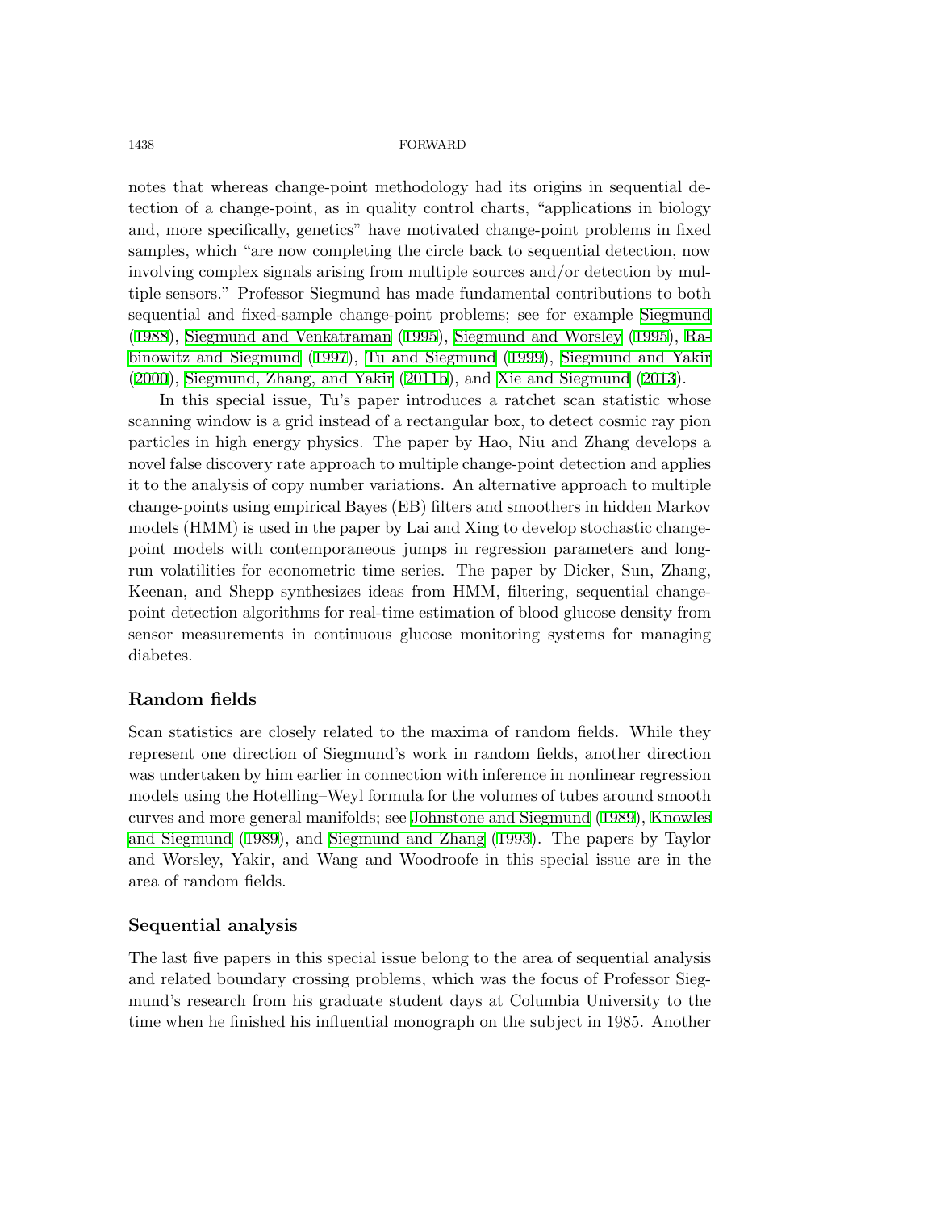notes that whereas change-point methodology had its origins in sequential detection of a change-point, as in quality control charts, "applications in biology and, more specifically, genetics" have motivated change-point problems in fixed samples, which "are now completing the circle back to sequential detection, now involving complex signals arising from multiple sources and/or detection by multiple sensors." Professor Siegmund has made fundamental contributions to both sequential and fixed-sample change-point problems; see for example Siegmund (1988), Siegmund and Venkatraman (1995), Siegmund and Worsley (1995), Rabinowitz and Siegmund (1997), Tu and Siegmund (1999), Siegmund and Yakir (2000), Siegmund, Zhang, and Yakir (2011b), and Xie and Siegmund (2013).

In this special issue, Tu's paper introduces a ratchet scan statistic whose scanning window is a grid instead of a rectangular box, to detect cosmic ray pion particles in high energy physics. The paper by Hao, Niu and Zhang develops a novel false discovery rate approach to multiple change-point detection and applies it to the analysis of copy number variations. An alternative approach to multiple change-points using empirical Bayes (EB) filters and smoothers in hidden Markov models (HMM) is used in the paper by Lai and Xing to develop stochastic change-point models with contemporaneous jumps in regression parameters and long-run volatilities for econometric time series. The paper by Dicker, Sun, Zhang, Keenan, and Shepp synthesizes ideas from HMM, filtering, sequential change-point detection algorithms for real-time estimation of blood glucose density from sensor measurements in continuous glucose monitoring systems for managing diabetes.

## Random fields

Scan statistics are closely related to the maxima of random fields. While they represent one direction of Siegmund's work in random fields, another direction was undertaken by him earlier in connection with inference in nonlinear regression models using the Hotelling–Weyl formula for the volumes of tubes around smooth curves and more general manifolds; see Johnstone and Siegmund (1989), Knowles and Siegmund (1989), and Siegmund and Zhang (1993). The papers by Taylor and Worsley, Yakir, and Wang and Woodroofe in this special issue are in the area of random fields.

## Sequential analysis

The last five papers in this special issue belong to the area of sequential analysis and related boundary crossing problems, which was the focus of Professor Siegmund's research from his graduate student days at Columbia University to the time when he finished his influential monograph on the subject in 1985. Another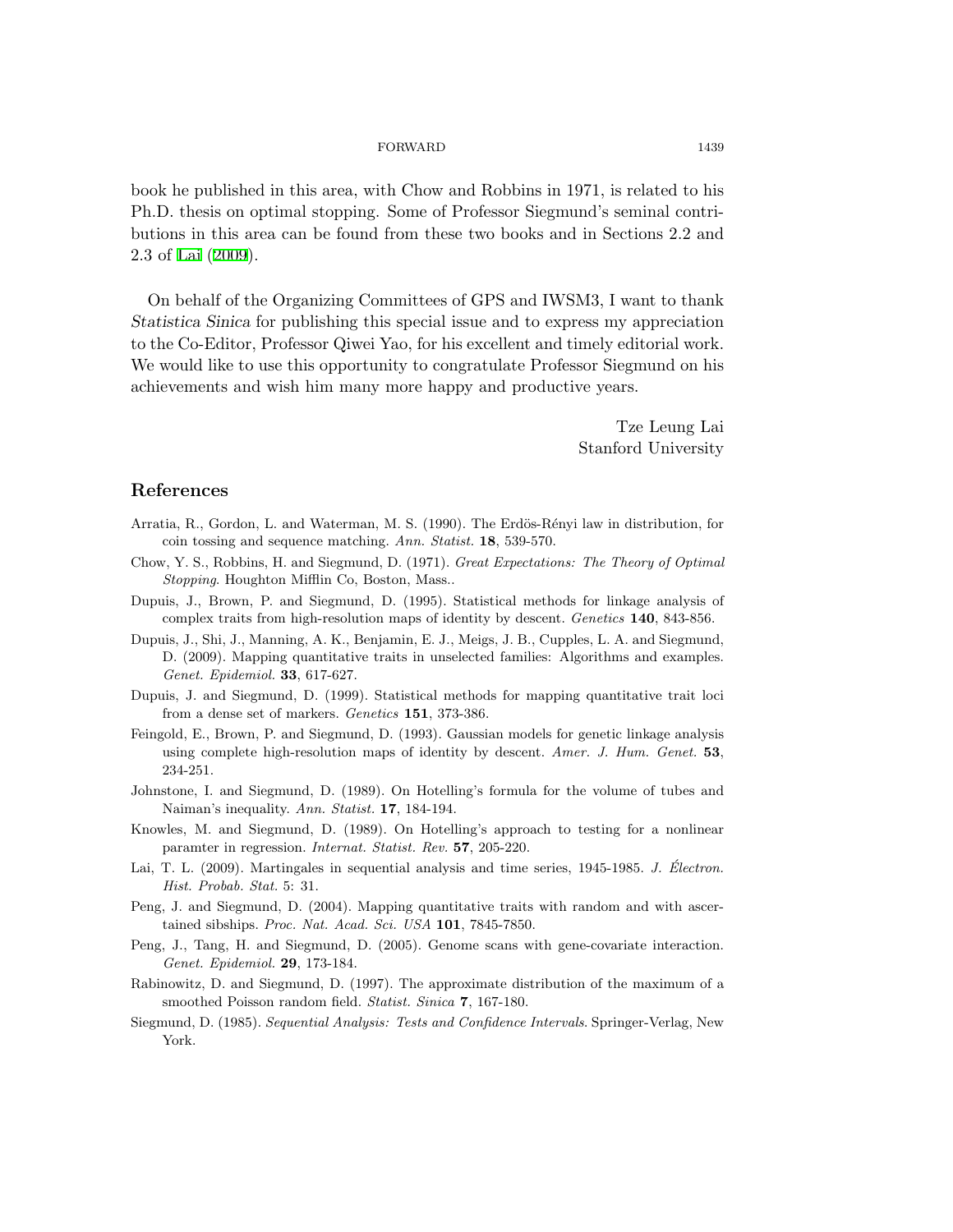book he published in this area, with Chow and Robbins in 1971, is related to his Ph.D. thesis on optimal stopping. Some of Professor Siegmund's seminal contributions in this area can be found from these two books and in Sections 2.2 and 2.3 of Lai (2009).

On behalf of the Organizing Committees of GPS and IWSM3, I want to thank *Statistica Sinica* for publishing this special issue and to express my appreciation to the Co-Editor, Professor Qiwei Yao, for his excellent and timely editorial work. We would like to use this opportunity to congratulate Professor Siegmund on his achievements and wish him many more happy and productive years.

Tze Leung Lai
Stanford University

## References

Arratia, R., Gordon, L. and Waterman, M. S. (1990). The Erdös-Rényi law in distribution, for coin tossing and sequence matching. *Ann. Statist.* **18**, 539-570.

Chow, Y. S., Robbins, H. and Siegmund, D. (1971). *Great Expectations: The Theory of Optimal Stopping*. Houghton Mifflin Co, Boston, Mass..

Dupuis, J., Brown, P. and Siegmund, D. (1995). Statistical methods for linkage analysis of complex traits from high-resolution maps of identity by descent. *Genetics* **140**, 843-856.

Dupuis, J., Shi, J., Manning, A. K., Benjamin, E. J., Meigs, J. B., Cupples, L. A. and Siegmund, D. (2009). Mapping quantitative traits in unselected families: Algorithms and examples. *Genet. Epidemiol.* **33**, 617-627.

Dupuis, J. and Siegmund, D. (1999). Statistical methods for mapping quantitative trait loci from a dense set of markers. *Genetics* **151**, 373-386.

Feingold, E., Brown, P. and Siegmund, D. (1993). Gaussian models for genetic linkage analysis using complete high-resolution maps of identity by descent. *Amer. J. Hum. Genet.* **53**, 234-251.

Johnstone, I. and Siegmund, D. (1989). On Hotelling's formula for the volume of tubes and Naiman's inequality. *Ann. Statist.* **17**, 184-194.

Knowles, M. and Siegmund, D. (1989). On Hotelling's approach to testing for a nonlinear paramter in regression. *Internat. Statist. Rev.* **57**, 205-220.

Lai, T. L. (2009). Martingales in sequential analysis and time series, 1945-1985. *J. Électron. Hist. Probab. Stat.* 5: 31.

Peng, J. and Siegmund, D. (2004). Mapping quantitative traits with random and with ascertained sibships. *Proc. Nat. Acad. Sci. USA* **101**, 7845-7850.

Peng, J., Tang, H. and Siegmund, D. (2005). Genome scans with gene-covariate interaction. *Genet. Epidemiol.* **29**, 173-184.

Rabinowitz, D. and Siegmund, D. (1997). The approximate distribution of the maximum of a smoothed Poisson random field. *Statist. Sinica* **7**, 167-180.

Siegmund, D. (1985). *Sequential Analysis: Tests and Confidence Intervals*. Springer-Verlag, New York.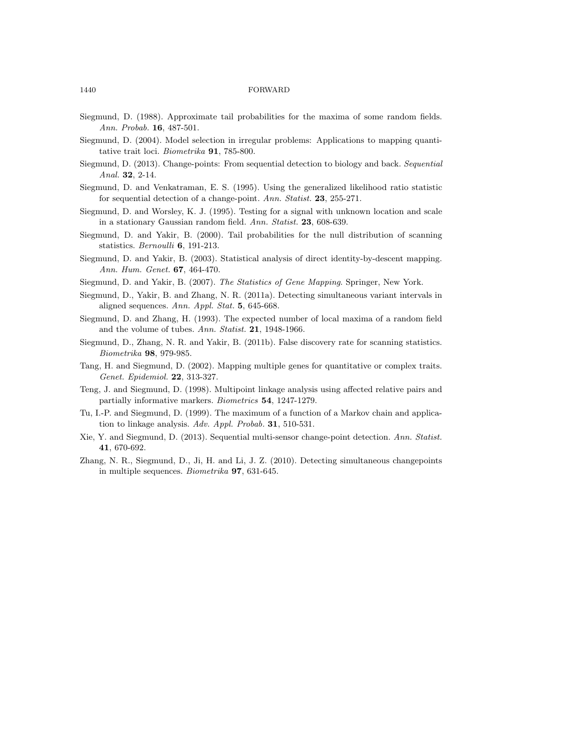Siegmund, D. (1988). Approximate tail probabilities for the maxima of some random fields. *Ann. Probab.* **16**, 487-501.

Siegmund, D. (2004). Model selection in irregular problems: Applications to mapping quantitative trait loci. *Biometrika* **91**, 785-800.

Siegmund, D. (2013). Change-points: From sequential detection to biology and back. *Sequential Anal.* **32**, 2-14.

Siegmund, D. and Venkatraman, E. S. (1995). Using the generalized likelihood ratio statistic for sequential detection of a change-point. *Ann. Statist.* **23**, 255-271.

Siegmund, D. and Worsley, K. J. (1995). Testing for a signal with unknown location and scale in a stationary Gaussian random field. *Ann. Statist.* **23**, 608-639.

Siegmund, D. and Yakir, B. (2000). Tail probabilities for the null distribution of scanning statistics. *Bernoulli* **6**, 191-213.

Siegmund, D. and Yakir, B. (2003). Statistical analysis of direct identity-by-descent mapping. *Ann. Hum. Genet.* **67**, 464-470.

Siegmund, D. and Yakir, B. (2007). *The Statistics of Gene Mapping*. Springer, New York.

Siegmund, D., Yakir, B. and Zhang, N. R. (2011a). Detecting simultaneous variant intervals in aligned sequences. *Ann. Appl. Stat.* **5**, 645-668.

Siegmund, D. and Zhang, H. (1993). The expected number of local maxima of a random field and the volume of tubes. *Ann. Statist.* **21**, 1948-1966.

Siegmund, D., Zhang, N. R. and Yakir, B. (2011b). False discovery rate for scanning statistics. *Biometrika* **98**, 979-985.

Tang, H. and Siegmund, D. (2002). Mapping multiple genes for quantitative or complex traits. *Genet. Epidemiol.* **22**, 313-327.

Teng, J. and Siegmund, D. (1998). Multipoint linkage analysis using affected relative pairs and partially informative markers. *Biometrics* **54**, 1247-1279.

Tu, I.-P. and Siegmund, D. (1999). The maximum of a function of a Markov chain and application to linkage analysis. *Adv. Appl. Probab.* **31**, 510-531.

Xie, Y. and Siegmund, D. (2013). Sequential multi-sensor change-point detection. *Ann. Statist.* **41**, 670-692.

Zhang, N. R., Siegmund, D., Ji, H. and Li, J. Z. (2010). Detecting simultaneous changepoints in multiple sequences. *Biometrika* **97**, 631-645.